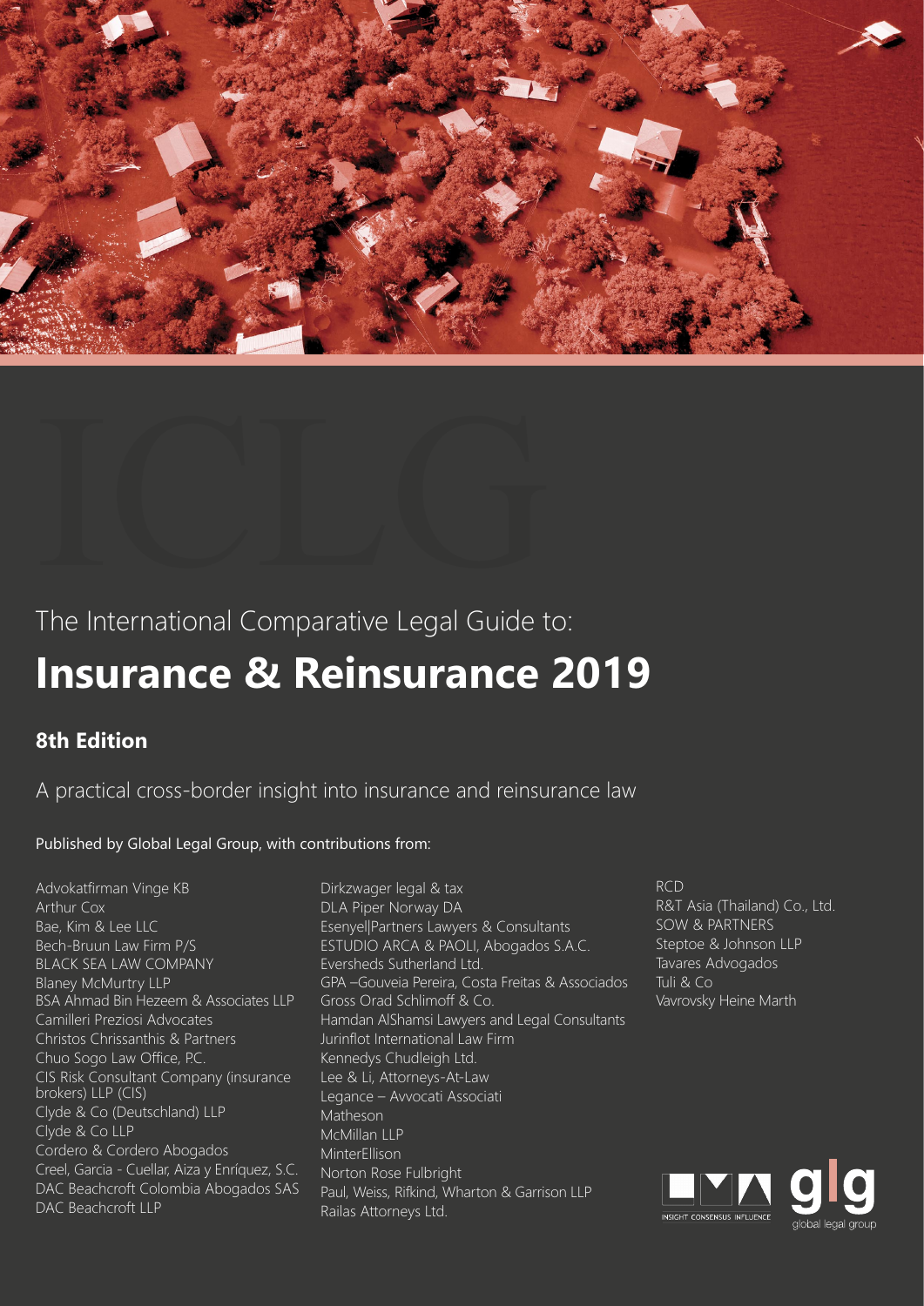The International Comparative Legal Guide to:

# Insurance & Reinsurance 2019

## 8th Edition

A practical cross-border insight into insurance and reinsurance law

Published by Global Legal Group, with contributions from:

Advokatfirman Vinge KB
Arthur Cox
Bae, Kim & Lee LLC
Bech-Bruun Law Firm P/S
BLACK SEA LAW COMPANY
Blaney McMurtry LLP
BSA Ahmad Bin Hezeem & Associates LLP
Camilleri Preziosi Advocates
Christos Chrissanthis & Partners
Chuo Sogo Law Office, P.C.
CIS Risk Consultant Company (insurance brokers) LLP (CIS)
Clyde & Co (Deutschland) LLP
Clyde & Co LLP
Cordero & Cordero Abogados
Creel, Garcia - Cuellar, Aiza y Enríquez, S.C.
DAC Beachcroft Colombia Abogados SAS
DAC Beachcroft LLP
Dirkzwager legal & tax
DLA Piper Norway DA
Esenyel|Partners Lawyers & Consultants
ESTUDIO ARCA & PAOLI, Abogados S.A.C.
Eversheds Sutherland Ltd.
GPA –Gouveia Pereira, Costa Freitas & Associados
Gross Orad Schlimoff & Co.
Hamdan AlShamsi Lawyers and Legal Consultants
Jurinflot International Law Firm
Kennedys Chudleigh Ltd.
Lee & Li, Attorneys-At-Law
Legance – Avvocati Associati
Matheson
McMillan LLP
MinterEllison
Norton Rose Fulbright
Paul, Weiss, Rifkind, Wharton & Garrison LLP
Railas Attorneys Ltd.
RCD
R&T Asia (Thailand) Co., Ltd.
SOW & PARTNERS
Steptoe & Johnson LLP
Tavares Advogados
Tuli & Co
Vavrovsky Heine Marth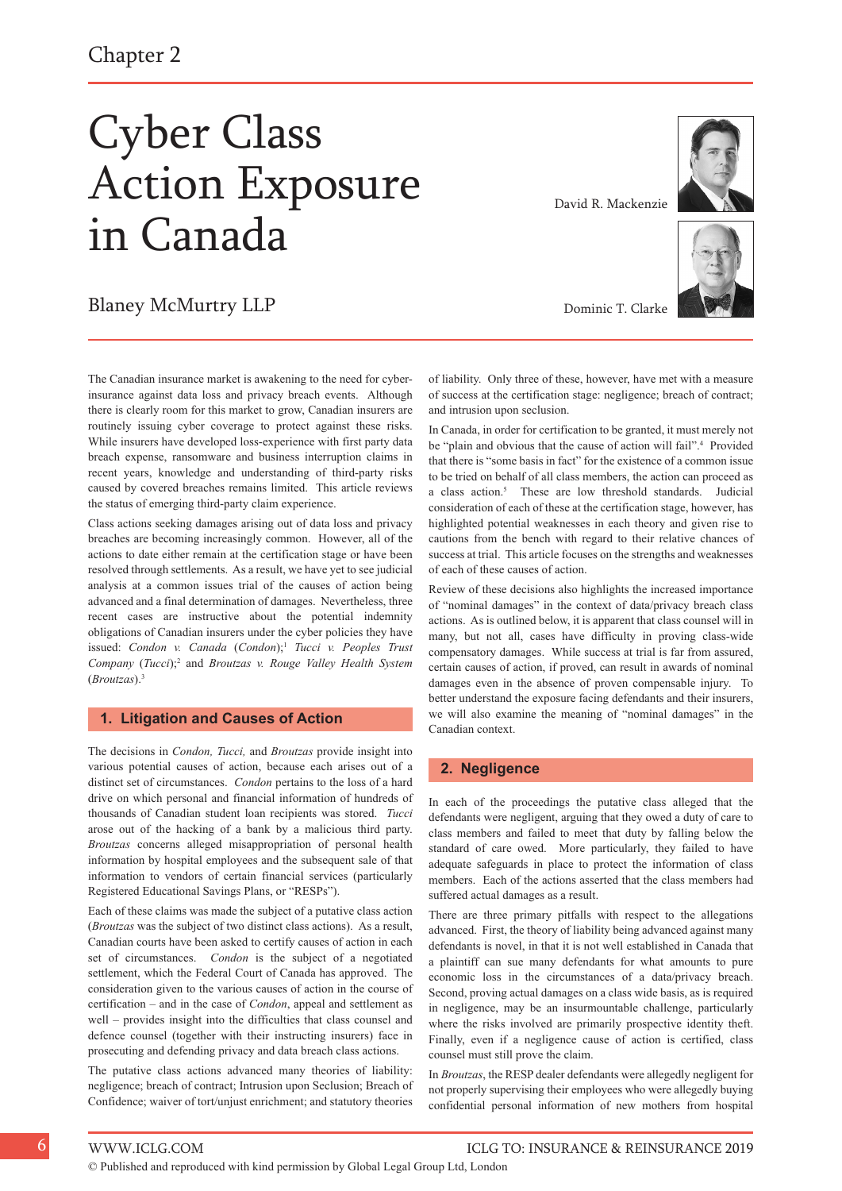Chapter 2

# Cyber Class Action Exposure in Canada

Blaney McMurtry LLP

David R. Mackenzie

Dominic T. Clarke

The Canadian insurance market is awakening to the need for cyber-insurance against data loss and privacy breach events. Although there is clearly room for this market to grow, Canadian insurers are routinely issuing cyber coverage to protect against these risks. While insurers have developed loss-experience with first party data breach expense, ransomware and business interruption claims in recent years, knowledge and understanding of third-party risks caused by covered breaches remains limited. This article reviews the status of emerging third-party claim experience.

Class actions seeking damages arising out of data loss and privacy breaches are becoming increasingly common. However, all of the actions to date either remain at the certification stage or have been resolved through settlements. As a result, we have yet to see judicial analysis at a common issues trial of the causes of action being advanced and a final determination of damages. Nevertheless, three recent cases are instructive about the potential indemnity obligations of Canadian insurers under the cyber policies they have issued: *Condon v. Canada* (*Condon*);[1] *Tucci v. Peoples Trust Company* (*Tucci*);[2] and *Broutzas v. Rouge Valley Health System* (*Broutzas*).[3]

## 1. Litigation and Causes of Action

The decisions in *Condon, Tucci,* and *Broutzas* provide insight into various potential causes of action, because each arises out of a distinct set of circumstances. *Condon* pertains to the loss of a hard drive on which personal and financial information of hundreds of thousands of Canadian student loan recipients was stored. *Tucci* arose out of the hacking of a bank by a malicious third party. *Broutzas* concerns alleged misappropriation of personal health information by hospital employees and the subsequent sale of that information to vendors of certain financial services (particularly Registered Educational Savings Plans, or "RESPs").

Each of these claims was made the subject of a putative class action (*Broutzas* was the subject of two distinct class actions). As a result, Canadian courts have been asked to certify causes of action in each set of circumstances. *Condon* is the subject of a negotiated settlement, which the Federal Court of Canada has approved. The consideration given to the various causes of action in the course of certification – and in the case of *Condon*, appeal and settlement as well – provides insight into the difficulties that class counsel and defence counsel (together with their instructing insurers) face in prosecuting and defending privacy and data breach class actions.

The putative class actions advanced many theories of liability: negligence; breach of contract; Intrusion upon Seclusion; Breach of Confidence; waiver of tort/unjust enrichment; and statutory theories of liability. Only three of these, however, have met with a measure of success at the certification stage: negligence; breach of contract; and intrusion upon seclusion.

In Canada, in order for certification to be granted, it must merely not be "plain and obvious that the cause of action will fail".[4] Provided that there is "some basis in fact" for the existence of a common issue to be tried on behalf of all class members, the action can proceed as a class action.[5] These are low threshold standards. Judicial consideration of each of these at the certification stage, however, has highlighted potential weaknesses in each theory and given rise to cautions from the bench with regard to their relative chances of success at trial. This article focuses on the strengths and weaknesses of each of these causes of action.

Review of these decisions also highlights the increased importance of "nominal damages" in the context of data/privacy breach class actions. As is outlined below, it is apparent that class counsel will in many, but not all, cases have difficulty in proving class-wide compensatory damages. While success at trial is far from assured, certain causes of action, if proved, can result in awards of nominal damages even in the absence of proven compensable injury. To better understand the exposure facing defendants and their insurers, we will also examine the meaning of "nominal damages" in the Canadian context.

## 2. Negligence

In each of the proceedings the putative class alleged that the defendants were negligent, arguing that they owed a duty of care to class members and failed to meet that duty by falling below the standard of care owed. More particularly, they failed to have adequate safeguards in place to protect the information of class members. Each of the actions asserted that the class members had suffered actual damages as a result.

There are three primary pitfalls with respect to the allegations advanced. First, the theory of liability being advanced against many defendants is novel, in that it is not well established in Canada that a plaintiff can sue many defendants for what amounts to pure economic loss in the circumstances of a data/privacy breach. Second, proving actual damages on a class wide basis, as is required in negligence, may be an insurmountable challenge, particularly where the risks involved are primarily prospective identity theft. Finally, even if a negligence cause of action is certified, class counsel must still prove the claim.

In *Broutzas*, the RESP dealer defendants were allegedly negligent for not properly supervising their employees who were allegedly buying confidential personal information of new mothers from hospital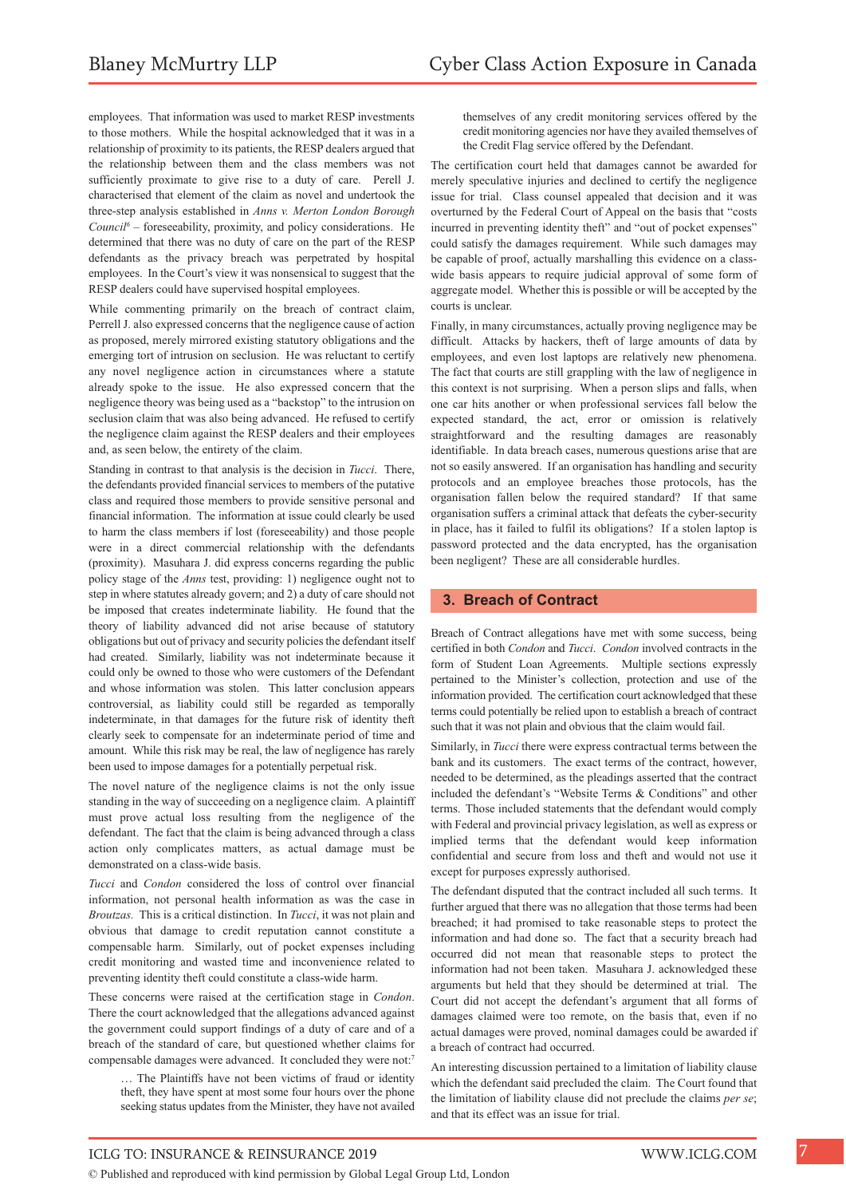employees. That information was used to market RESP investments to those mothers. While the hospital acknowledged that it was in a relationship of proximity to its patients, the RESP dealers argued that the relationship between them and the class members was not sufficiently proximate to give rise to a duty of care. Perell J. characterised that element of the claim as novel and undertook the three-step analysis established in *Anns v. Merton London Borough Council*[6] – foreseeability, proximity, and policy considerations. He determined that there was no duty of care on the part of the RESP defendants as the privacy breach was perpetrated by hospital employees. In the Court's view it was nonsensical to suggest that the RESP dealers could have supervised hospital employees.

While commenting primarily on the breach of contract claim, Perrell J. also expressed concerns that the negligence cause of action as proposed, merely mirrored existing statutory obligations and the emerging tort of intrusion on seclusion. He was reluctant to certify any novel negligence action in circumstances where a statute already spoke to the issue. He also expressed concern that the negligence theory was being used as a "backstop" to the intrusion on seclusion claim that was also being advanced. He refused to certify the negligence claim against the RESP dealers and their employees and, as seen below, the entirety of the claim.

Standing in contrast to that analysis is the decision in *Tucci*. There, the defendants provided financial services to members of the putative class and required those members to provide sensitive personal and financial information. The information at issue could clearly be used to harm the class members if lost (foreseeability) and those people were in a direct commercial relationship with the defendants (proximity). Masuhara J. did express concerns regarding the public policy stage of the *Anns* test, providing: 1) negligence ought not to step in where statutes already govern; and 2) a duty of care should not be imposed that creates indeterminate liability. He found that the theory of liability advanced did not arise because of statutory obligations but out of privacy and security policies the defendant itself had created. Similarly, liability was not indeterminate because it could only be owned to those who were customers of the Defendant and whose information was stolen. This latter conclusion appears controversial, as liability could still be regarded as temporally indeterminate, in that damages for the future risk of identity theft clearly seek to compensate for an indeterminate period of time and amount. While this risk may be real, the law of negligence has rarely been used to impose damages for a potentially perpetual risk.

The novel nature of the negligence claims is not the only issue standing in the way of succeeding on a negligence claim. A plaintiff must prove actual loss resulting from the negligence of the defendant. The fact that the claim is being advanced through a class action only complicates matters, as actual damage must be demonstrated on a class-wide basis.

*Tucci* and *Condon* considered the loss of control over financial information, not personal health information as was the case in *Broutzas.* This is a critical distinction. In *Tucci*, it was not plain and obvious that damage to credit reputation cannot constitute a compensable harm. Similarly, out of pocket expenses including credit monitoring and wasted time and inconvenience related to preventing identity theft could constitute a class-wide harm.

These concerns were raised at the certification stage in *Condon*. There the court acknowledged that the allegations advanced against the government could support findings of a duty of care and of a breach of the standard of care, but questioned whether claims for compensable damages were advanced. It concluded they were not:[7]

> … The Plaintiffs have not been victims of fraud or identity theft, they have spent at most some four hours over the phone seeking status updates from the Minister, they have not availed themselves of any credit monitoring services offered by the credit monitoring agencies nor have they availed themselves of the Credit Flag service offered by the Defendant.

The certification court held that damages cannot be awarded for merely speculative injuries and declined to certify the negligence issue for trial. Class counsel appealed that decision and it was overturned by the Federal Court of Appeal on the basis that "costs incurred in preventing identity theft" and "out of pocket expenses" could satisfy the damages requirement. While such damages may be capable of proof, actually marshalling this evidence on a class-wide basis appears to require judicial approval of some form of aggregate model. Whether this is possible or will be accepted by the courts is unclear.

Finally, in many circumstances, actually proving negligence may be difficult. Attacks by hackers, theft of large amounts of data by employees, and even lost laptops are relatively new phenomena. The fact that courts are still grappling with the law of negligence in this context is not surprising. When a person slips and falls, when one car hits another or when professional services fall below the expected standard, the act, error or omission is relatively straightforward and the resulting damages are reasonably identifiable. In data breach cases, numerous questions arise that are not so easily answered. If an organisation has handling and security protocols and an employee breaches those protocols, has the organisation fallen below the required standard? If that same organisation suffers a criminal attack that defeats the cyber-security in place, has it failed to fulfil its obligations? If a stolen laptop is password protected and the data encrypted, has the organisation been negligent? These are all considerable hurdles.

## 3. Breach of Contract

Breach of Contract allegations have met with some success, being certified in both *Condon* and *Tucci*. *Condon* involved contracts in the form of Student Loan Agreements. Multiple sections expressly pertained to the Minister's collection, protection and use of the information provided. The certification court acknowledged that these terms could potentially be relied upon to establish a breach of contract such that it was not plain and obvious that the claim would fail.

Similarly, in *Tucci* there were express contractual terms between the bank and its customers. The exact terms of the contract, however, needed to be determined, as the pleadings asserted that the contract included the defendant's "Website Terms & Conditions" and other terms. Those included statements that the defendant would comply with Federal and provincial privacy legislation, as well as express or implied terms that the defendant would keep information confidential and secure from loss and theft and would not use it except for purposes expressly authorised.

The defendant disputed that the contract included all such terms. It further argued that there was no allegation that those terms had been breached; it had promised to take reasonable steps to protect the information and had done so. The fact that a security breach had occurred did not mean that reasonable steps to protect the information had not been taken. Masuhara J. acknowledged these arguments but held that they should be determined at trial. The Court did not accept the defendant's argument that all forms of damages claimed were too remote, on the basis that, even if no actual damages were proved, nominal damages could be awarded if a breach of contract had occurred.

An interesting discussion pertained to a limitation of liability clause which the defendant said precluded the claim. The Court found that the limitation of liability clause did not preclude the claims *per se*; and that its effect was an issue for trial.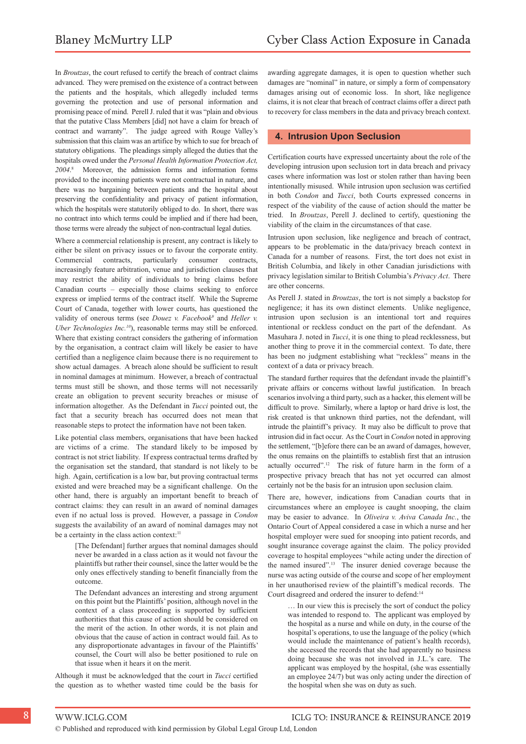In *Broutzas*, the court refused to certify the breach of contract claims advanced. They were premised on the existence of a contract between the patients and the hospitals, which allegedly included terms governing the protection and use of personal information and promising peace of mind. Perell J. ruled that it was "plain and obvious that the putative Class Members [did] not have a claim for breach of contract and warranty". The judge agreed with Rouge Valley's submission that this claim was an artifice by which to sue for breach of statutory obligations. The pleadings simply alleged the duties that the hospitals owed under the *Personal Health Information Protection Act, 2004*.[8] Moreover, the admission forms and information forms provided to the incoming patients were not contractual in nature, and there was no bargaining between patients and the hospital about preserving the confidentiality and privacy of patient information, which the hospitals were statutorily obliged to do. In short, there was no contract into which terms could be implied and if there had been, those terms were already the subject of non-contractual legal duties.

Where a commercial relationship is present, any contract is likely to either be silent on privacy issues or to favour the corporate entity. Commercial contracts, particularly consumer contracts, increasingly feature arbitration, venue and jurisdiction clauses that may restrict the ability of individuals to bring claims before Canadian courts – especially those claims seeking to enforce express or implied terms of the contract itself. While the Supreme Court of Canada, together with lower courts, has questioned the validity of onerous terms (see *Douez v. Facebook*[9] and *Heller v. Uber Technologies Inc.*[10]), reasonable terms may still be enforced. Where that existing contract considers the gathering of information by the organisation, a contract claim will likely be easier to have certified than a negligence claim because there is no requirement to show actual damages. A breach alone should be sufficient to result in nominal damages at minimum. However, a breach of contractual terms must still be shown, and those terms will not necessarily create an obligation to prevent security breaches or misuse of information altogether. As the Defendant in *Tucci* pointed out, the fact that a security breach has occurred does not mean that reasonable steps to protect the information have not been taken.

Like potential class members, organisations that have been hacked are victims of a crime. The standard likely to be imposed by contract is not strict liability. If express contractual terms drafted by the organisation set the standard, that standard is not likely to be high. Again, certification is a low bar, but proving contractual terms existed and were breached may be a significant challenge. On the other hand, there is arguably an important benefit to breach of contract claims: they can result in an award of nominal damages even if no actual loss is proved. However, a passage in *Condon* suggests the availability of an award of nominal damages may not be a certainty in the class action context:[11]

> [The Defendant] further argues that nominal damages should never be awarded in a class action as it would not favour the plaintiffs but rather their counsel, since the latter would be the only ones effectively standing to benefit financially from the outcome.
>
> The Defendant advances an interesting and strong argument on this point but the Plaintiffs' position, although novel in the context of a class proceeding is supported by sufficient authorities that this cause of action should be considered on the merit of the action. In other words, it is not plain and obvious that the cause of action in contract would fail. As to any disproportionate advantages in favour of the Plaintiffs' counsel, the Court will also be better positioned to rule on that issue when it hears it on the merit.

Although it must be acknowledged that the court in *Tucci* certified the question as to whether wasted time could be the basis for awarding aggregate damages, it is open to question whether such damages are "nominal" in nature, or simply a form of compensatory damages arising out of economic loss. In short, like negligence claims, it is not clear that breach of contract claims offer a direct path to recovery for class members in the data and privacy breach context.

## 4. Intrusion Upon Seclusion

Certification courts have expressed uncertainty about the role of the developing intrusion upon seclusion tort in data breach and privacy cases where information was lost or stolen rather than having been intentionally misused. While intrusion upon seclusion was certified in both *Condon* and *Tucci*, both Courts expressed concerns in respect of the viability of the cause of action should the matter be tried. In *Broutzas*, Perell J. declined to certify, questioning the viability of the claim in the circumstances of that case.

Intrusion upon seclusion, like negligence and breach of contract, appears to be problematic in the data/privacy breach context in Canada for a number of reasons. First, the tort does not exist in British Columbia, and likely in other Canadian jurisdictions with privacy legislation similar to British Columbia's *Privacy Act*. There are other concerns.

As Perell J. stated in *Broutzas*, the tort is not simply a backstop for negligence; it has its own distinct elements. Unlike negligence, intrusion upon seclusion is an intentional tort and requires intentional or reckless conduct on the part of the defendant. As Masuhara J. noted in *Tucci*, it is one thing to plead recklessness, but another thing to prove it in the commercial context. To date, there has been no judgment establishing what "reckless" means in the context of a data or privacy breach.

The standard further requires that the defendant invade the plaintiff's private affairs or concerns without lawful justification. In breach scenarios involving a third party, such as a hacker, this element will be difficult to prove. Similarly, where a laptop or hard drive is lost, the risk created is that unknown third parties, not the defendant, will intrude the plaintiff's privacy. It may also be difficult to prove that intrusion did in fact occur. As the Court in *Condon* noted in approving the settlement, "[b]efore there can be an award of damages, however, the onus remains on the plaintiffs to establish first that an intrusion actually occurred".[12] The risk of future harm in the form of a prospective privacy breach that has not yet occurred can almost certainly not be the basis for an intrusion upon seclusion claim.

There are, however, indications from Canadian courts that in circumstances where an employee is caught snooping, the claim may be easier to advance. In *Oliveira v. Aviva Canada Inc.*, the Ontario Court of Appeal considered a case in which a nurse and her hospital employer were sued for snooping into patient records, and sought insurance coverage against the claim. The policy provided coverage to hospital employees "while acting under the direction of the named insured".[13] The insurer denied coverage because the nurse was acting outside of the course and scope of her employment in her unauthorised review of the plaintiff's medical records. The Court disagreed and ordered the insurer to defend:[14]

> … In our view this is precisely the sort of conduct the policy was intended to respond to. The applicant was employed by the hospital as a nurse and while on duty, in the course of the hospital's operations, to use the language of the policy (which would include the maintenance of patient's health records), she accessed the records that she had apparently no business doing because she was not involved in J.L.'s care. The applicant was employed by the hospital, (she was essentially an employee 24/7) but was only acting under the direction of the hospital when she was on duty as such.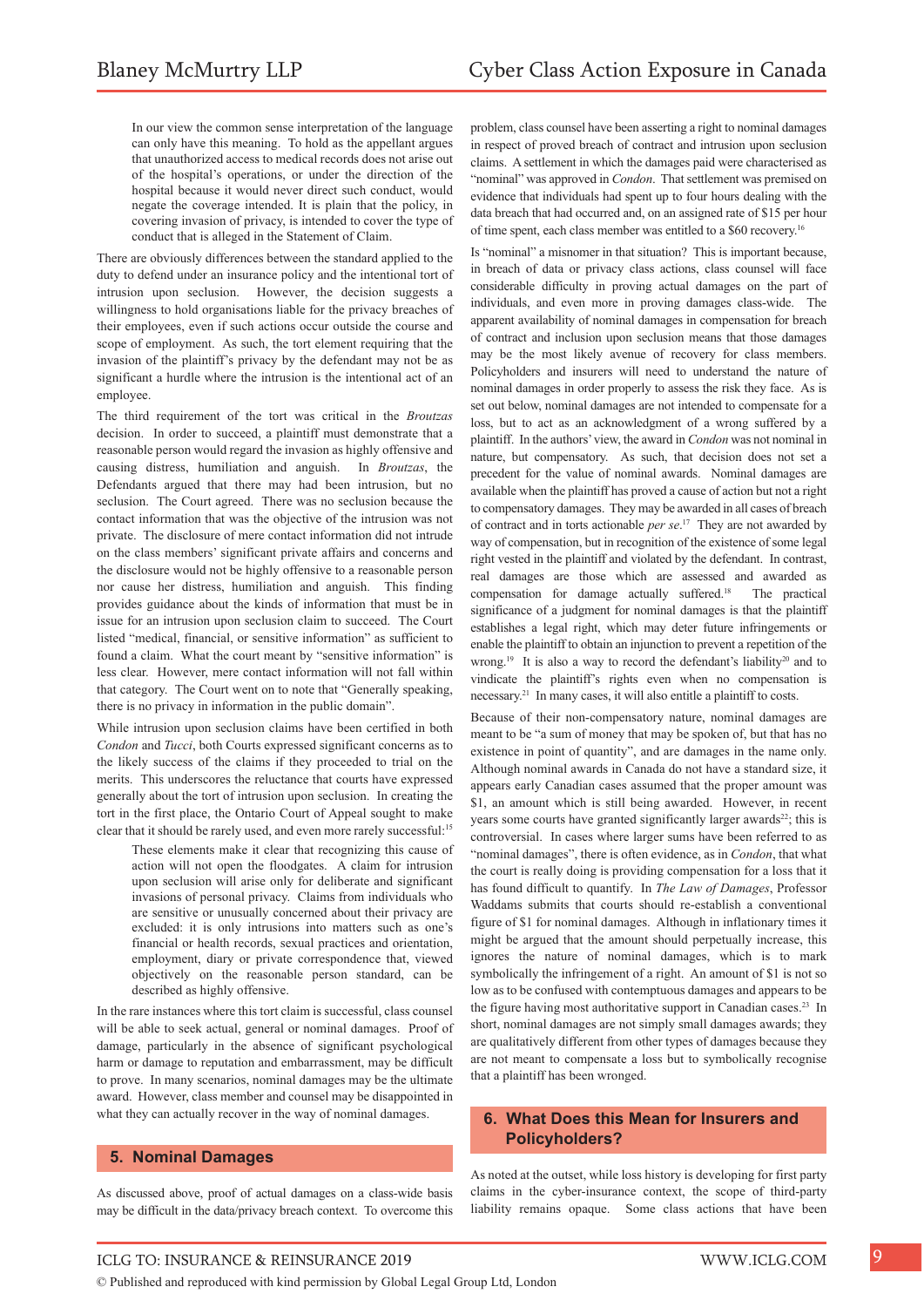> In our view the common sense interpretation of the language can only have this meaning. To hold as the appellant argues that unauthorized access to medical records does not arise out of the hospital's operations, or under the direction of the hospital because it would never direct such conduct, would negate the coverage intended. It is plain that the policy, in covering invasion of privacy, is intended to cover the type of conduct that is alleged in the Statement of Claim.

There are obviously differences between the standard applied to the duty to defend under an insurance policy and the intentional tort of intrusion upon seclusion. However, the decision suggests a willingness to hold organisations liable for the privacy breaches of their employees, even if such actions occur outside the course and scope of employment. As such, the tort element requiring that the invasion of the plaintiff's privacy by the defendant may not be as significant a hurdle where the intrusion is the intentional act of an employee.

The third requirement of the tort was critical in the *Broutzas* decision. In order to succeed, a plaintiff must demonstrate that a reasonable person would regard the invasion as highly offensive and causing distress, humiliation and anguish. In *Broutzas*, the Defendants argued that there may had been intrusion, but no seclusion. The Court agreed. There was no seclusion because the contact information that was the objective of the intrusion was not private. The disclosure of mere contact information did not intrude on the class members' significant private affairs and concerns and the disclosure would not be highly offensive to a reasonable person nor cause her distress, humiliation and anguish. This finding provides guidance about the kinds of information that must be in issue for an intrusion upon seclusion claim to succeed. The Court listed "medical, financial, or sensitive information" as sufficient to found a claim. What the court meant by "sensitive information" is less clear. However, mere contact information will not fall within that category. The Court went on to note that "Generally speaking, there is no privacy in information in the public domain".

While intrusion upon seclusion claims have been certified in both *Condon* and *Tucci*, both Courts expressed significant concerns as to the likely success of the claims if they proceeded to trial on the merits. This underscores the reluctance that courts have expressed generally about the tort of intrusion upon seclusion. In creating the tort in the first place, the Ontario Court of Appeal sought to make clear that it should be rarely used, and even more rarely successful:[15]

> These elements make it clear that recognizing this cause of action will not open the floodgates. A claim for intrusion upon seclusion will arise only for deliberate and significant invasions of personal privacy. Claims from individuals who are sensitive or unusually concerned about their privacy are excluded: it is only intrusions into matters such as one's financial or health records, sexual practices and orientation, employment, diary or private correspondence that, viewed objectively on the reasonable person standard, can be described as highly offensive.

In the rare instances where this tort claim is successful, class counsel will be able to seek actual, general or nominal damages. Proof of damage, particularly in the absence of significant psychological harm or damage to reputation and embarrassment, may be difficult to prove. In many scenarios, nominal damages may be the ultimate award. However, class member and counsel may be disappointed in what they can actually recover in the way of nominal damages.

## 5. Nominal Damages

As discussed above, proof of actual damages on a class-wide basis may be difficult in the data/privacy breach context. To overcome this problem, class counsel have been asserting a right to nominal damages in respect of proved breach of contract and intrusion upon seclusion claims. A settlement in which the damages paid were characterised as "nominal" was approved in *Condon*. That settlement was premised on evidence that individuals had spent up to four hours dealing with the data breach that had occurred and, on an assigned rate of $15 per hour of time spent, each class member was entitled to a $60 recovery.[16]

Is "nominal" a misnomer in that situation? This is important because, in breach of data or privacy class actions, class counsel will face considerable difficulty in proving actual damages on the part of individuals, and even more in proving damages class-wide. The apparent availability of nominal damages in compensation for breach of contract and inclusion upon seclusion means that those damages may be the most likely avenue of recovery for class members. Policyholders and insurers will need to understand the nature of nominal damages in order properly to assess the risk they face. As is set out below, nominal damages are not intended to compensate for a loss, but to act as an acknowledgment of a wrong suffered by a plaintiff. In the authors' view, the award in *Condon* was not nominal in nature, but compensatory. As such, that decision does not set a precedent for the value of nominal awards. Nominal damages are available when the plaintiff has proved a cause of action but not a right to compensatory damages. They may be awarded in all cases of breach of contract and in torts actionable *per se*.[17] They are not awarded by way of compensation, but in recognition of the existence of some legal right vested in the plaintiff and violated by the defendant. In contrast, real damages are those which are assessed and awarded as compensation for damage actually suffered.[18] The practical significance of a judgment for nominal damages is that the plaintiff establishes a legal right, which may deter future infringements or enable the plaintiff to obtain an injunction to prevent a repetition of the wrong.[19] It is also a way to record the defendant's liability[20] and to vindicate the plaintiff's rights even when no compensation is necessary.[21] In many cases, it will also entitle a plaintiff to costs.

Because of their non-compensatory nature, nominal damages are meant to be "a sum of money that may be spoken of, but that has no existence in point of quantity", and are damages in the name only. Although nominal awards in Canada do not have a standard size, it appears early Canadian cases assumed that the proper amount was $1, an amount which is still being awarded. However, in recent years some courts have granted significantly larger awards[22]; this is controversial. In cases where larger sums have been referred to as "nominal damages", there is often evidence, as in *Condon*, that what the court is really doing is providing compensation for a loss that it has found difficult to quantify. In *The Law of Damages*, Professor Waddams submits that courts should re-establish a conventional figure of $1 for nominal damages. Although in inflationary times it might be argued that the amount should perpetually increase, this ignores the nature of nominal damages, which is to mark symbolically the infringement of a right. An amount of $1 is not so low as to be confused with contemptuous damages and appears to be the figure having most authoritative support in Canadian cases.[23] In short, nominal damages are not simply small damages awards; they are qualitatively different from other types of damages because they are not meant to compensate a loss but to symbolically recognise that a plaintiff has been wronged.

## 6. What Does this Mean for Insurers and Policyholders?

As noted at the outset, while loss history is developing for first party claims in the cyber-insurance context, the scope of third-party liability remains opaque. Some class actions that have been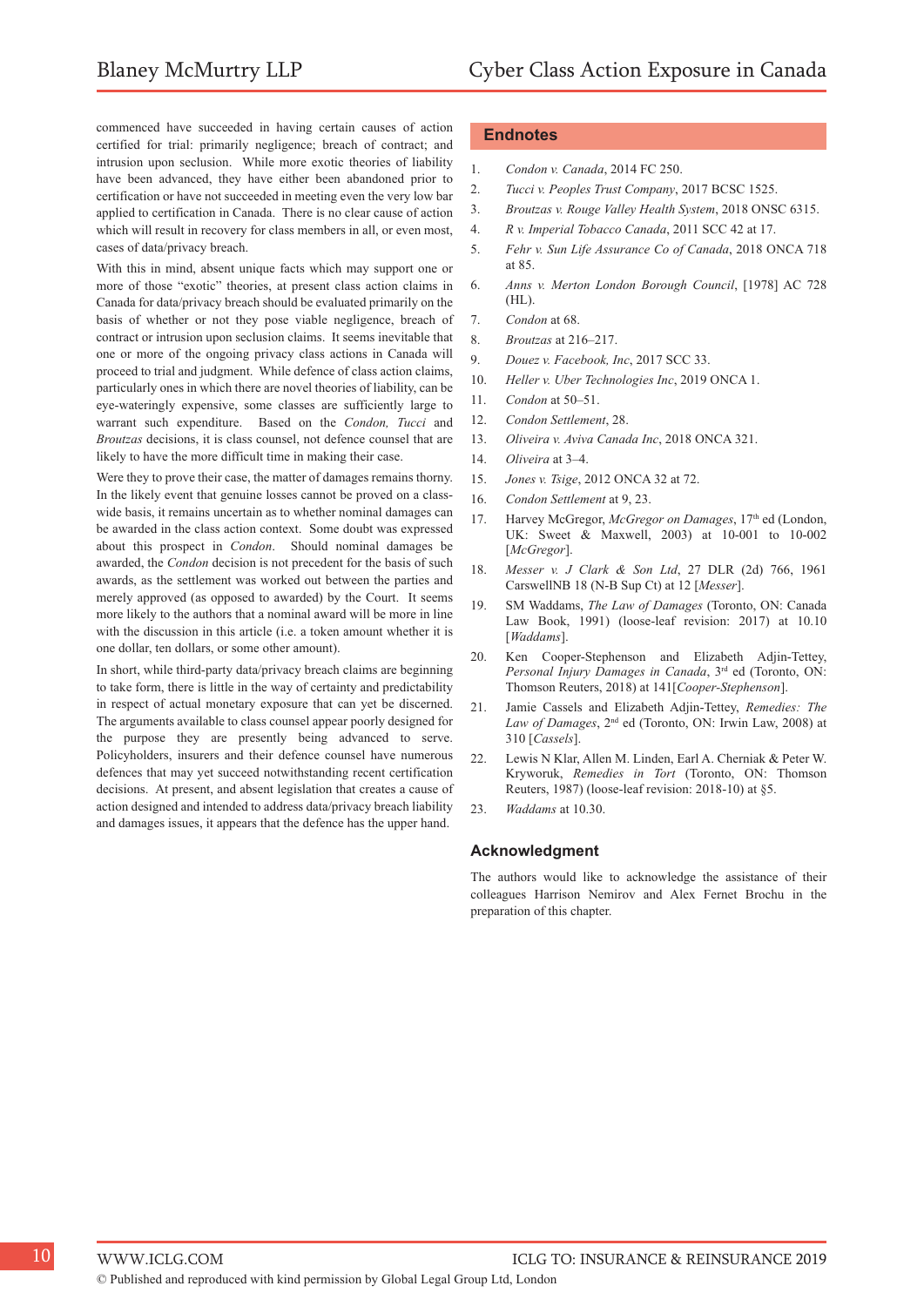commenced have succeeded in having certain causes of action certified for trial: primarily negligence; breach of contract; and intrusion upon seclusion. While more exotic theories of liability have been advanced, they have either been abandoned prior to certification or have not succeeded in meeting even the very low bar applied to certification in Canada. There is no clear cause of action which will result in recovery for class members in all, or even most, cases of data/privacy breach.

With this in mind, absent unique facts which may support one or more of those "exotic" theories, at present class action claims in Canada for data/privacy breach should be evaluated primarily on the basis of whether or not they pose viable negligence, breach of contract or intrusion upon seclusion claims. It seems inevitable that one or more of the ongoing privacy class actions in Canada will proceed to trial and judgment. While defence of class action claims, particularly ones in which there are novel theories of liability, can be eye-wateringly expensive, some classes are sufficiently large to warrant such expenditure. Based on the *Condon, Tucci* and *Broutzas* decisions, it is class counsel, not defence counsel that are likely to have the more difficult time in making their case.

Were they to prove their case, the matter of damages remains thorny. In the likely event that genuine losses cannot be proved on a class-wide basis, it remains uncertain as to whether nominal damages can be awarded in the class action context. Some doubt was expressed about this prospect in *Condon*. Should nominal damages be awarded, the *Condon* decision is not precedent for the basis of such awards, as the settlement was worked out between the parties and merely approved (as opposed to awarded) by the Court. It seems more likely to the authors that a nominal award will be more in line with the discussion in this article (i.e. a token amount whether it is one dollar, ten dollars, or some other amount).

In short, while third-party data/privacy breach claims are beginning to take form, there is little in the way of certainty and predictability in respect of actual monetary exposure that can yet be discerned. The arguments available to class counsel appear poorly designed for the purpose they are presently being advanced to serve. Policyholders, insurers and their defence counsel have numerous defences that may yet succeed notwithstanding recent certification decisions. At present, and absent legislation that creates a cause of action designed and intended to address data/privacy breach liability and damages issues, it appears that the defence has the upper hand.

## Endnotes

1. *Condon v. Canada*, 2014 FC 250.
2. *Tucci v. Peoples Trust Company*, 2017 BCSC 1525.
3. *Broutzas v. Rouge Valley Health System*, 2018 ONSC 6315.
4. *R v. Imperial Tobacco Canada*, 2011 SCC 42 at 17.
5. *Fehr v. Sun Life Assurance Co of Canada*, 2018 ONCA 718 at 85.
6. *Anns v. Merton London Borough Council*, [1978] AC 728 (HL).
7. *Condon* at 68.
8. *Broutzas* at 216–217.
9. *Douez v. Facebook, Inc*, 2017 SCC 33.
10. *Heller v. Uber Technologies Inc*, 2019 ONCA 1.
11. *Condon* at 50–51.
12. *Condon Settlement*, 28.
13. *Oliveira v. Aviva Canada Inc*, 2018 ONCA 321.
14. *Oliveira* at 3–4.
15. *Jones v. Tsige*, 2012 ONCA 32 at 72.
16. *Condon Settlement* at 9, 23.
17. Harvey McGregor, *McGregor on Damages*, 17th ed (London, UK: Sweet & Maxwell, 2003) at 10-001 to 10-002 [*McGregor*].
18. *Messer v. J Clark & Son Ltd*, 27 DLR (2d) 766, 1961 CarswellNB 18 (N-B Sup Ct) at 12 [*Messer*].
19. SM Waddams, *The Law of Damages* (Toronto, ON: Canada Law Book, 1991) (loose-leaf revision: 2017) at 10.10 [*Waddams*].
20. Ken Cooper-Stephenson and Elizabeth Adjin-Tettey, *Personal Injury Damages in Canada*, 3rd ed (Toronto, ON: Thomson Reuters, 2018) at 141[*Cooper-Stephenson*].
21. Jamie Cassels and Elizabeth Adjin-Tettey, *Remedies: The Law of Damages*, 2nd ed (Toronto, ON: Irwin Law, 2008) at 310 [*Cassels*].
22. Lewis N Klar, Allen M. Linden, Earl A. Cherniak & Peter W. Kryworuk, *Remedies in Tort* (Toronto, ON: Thomson Reuters, 1987) (loose-leaf revision: 2018-10) at §5.
23. *Waddams* at 10.30.

## Acknowledgment

The authors would like to acknowledge the assistance of their colleagues Harrison Nemirov and Alex Fernet Brochu in the preparation of this chapter.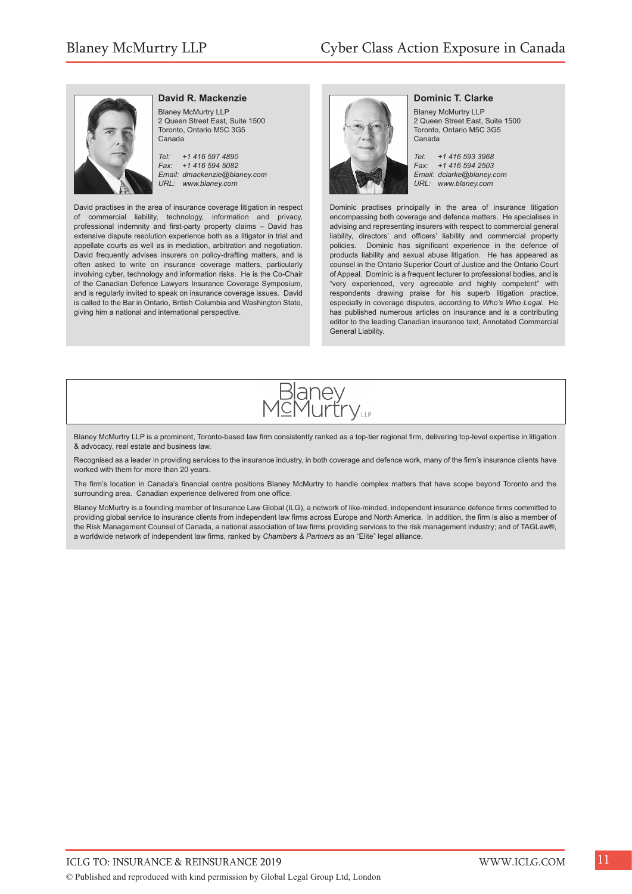### David R. Mackenzie

Blaney McMurtry LLP
2 Queen Street East, Suite 1500
Toronto, Ontario M5C 3G5
Canada

*Tel: +1 416 597 4890*
*Fax: +1 416 594 5082*
*Email: dmackenzie@blaney.com*
*URL: www.blaney.com*

David practises in the area of insurance coverage litigation in respect of commercial liability, technology, information and privacy, professional indemnity and first-party property claims – David has extensive dispute resolution experience both as a litigator in trial and appellate courts as well as in mediation, arbitration and negotiation. David frequently advises insurers on policy-drafting matters, and is often asked to write on insurance coverage matters, particularly involving cyber, technology and information risks. He is the Co-Chair of the Canadian Defence Lawyers Insurance Coverage Symposium, and is regularly invited to speak on insurance coverage issues. David is called to the Bar in Ontario, British Columbia and Washington State, giving him a national and international perspective.

### Dominic T. Clarke

Blaney McMurtry LLP
2 Queen Street East, Suite 1500
Toronto, Ontario M5C 3G5
Canada

*Tel: +1 416 593 3968*
*Fax: +1 416 594 2503*
*Email: dclarke@blaney.com*
*URL: www.blaney.com*

Dominic practises principally in the area of insurance litigation encompassing both coverage and defence matters. He specialises in advising and representing insurers with respect to commercial general liability, directors' and officers' liability and commercial property policies. Dominic has significant experience in the defence of products liability and sexual abuse litigation. He has appeared as counsel in the Ontario Superior Court of Justice and the Ontario Court of Appeal. Dominic is a frequent lecturer to professional bodies, and is "very experienced, very agreeable and highly competent" with respondents drawing praise for his superb litigation practice, especially in coverage disputes, according to *Who's Who Legal*. He has published numerous articles on insurance and is a contributing editor to the leading Canadian insurance text, Annotated Commercial General Liability.

Blaney McMurtry LLP

Blaney McMurtry LLP is a prominent, Toronto-based law firm consistently ranked as a top-tier regional firm, delivering top-level expertise in litigation & advocacy, real estate and business law.

Recognised as a leader in providing services to the insurance industry, in both coverage and defence work, many of the firm's insurance clients have worked with them for more than 20 years.

The firm's location in Canada's financial centre positions Blaney McMurtry to handle complex matters that have scope beyond Toronto and the surrounding area. Canadian experience delivered from one office.

Blaney McMurtry is a founding member of Insurance Law Global (ILG), a network of like-minded, independent insurance defence firms committed to providing global service to insurance clients from independent law firms across Europe and North America. In addition, the firm is also a member of the Risk Management Counsel of Canada, a national association of law firms providing services to the risk management industry; and of TAGLaw®, a worldwide network of independent law firms, ranked by *Chambers & Partners* as an "Elite" legal alliance.